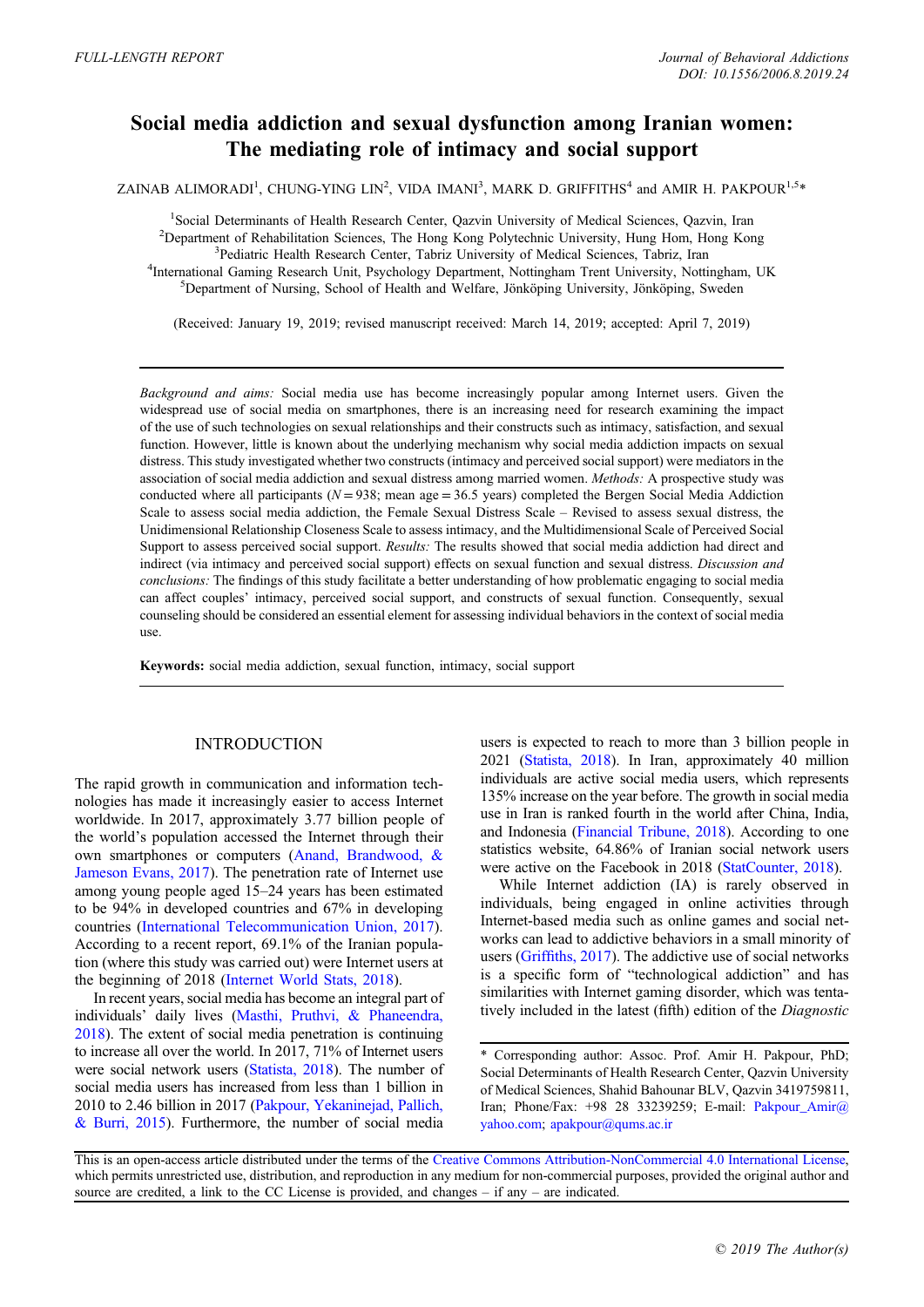FULL-LENGTH REPORT

# Social media addiction and sexual dysfunction among Iranian women: The mediating role of intimacy and social support

ZAINAB ALIMORADI[1], CHUNG-YING LIN[2], VIDA IMANI[3], MARK D. GRIFFITHS[4] and AMIR H. PAKPOUR[1,5]*

[1]Social Determinants of Health Research Center, Qazvin University of Medical Sciences, Qazvin, Iran
[2]Department of Rehabilitation Sciences, The Hong Kong Polytechnic University, Hung Hom, Hong Kong
[3]Pediatric Health Research Center, Tabriz University of Medical Sciences, Tabriz, Iran
[4]International Gaming Research Unit, Psychology Department, Nottingham Trent University, Nottingham, UK
[5]Department of Nursing, School of Health and Welfare, Jönköping University, Jönköping, Sweden

(Received: January 19, 2019; revised manuscript received: March 14, 2019; accepted: April 7, 2019)

*Background and aims:* Social media use has become increasingly popular among Internet users. Given the widespread use of social media on smartphones, there is an increasing need for research examining the impact of the use of such technologies on sexual relationships and their constructs such as intimacy, satisfaction, and sexual function. However, little is known about the underlying mechanism why social media addiction impacts on sexual distress. This study investigated whether two constructs (intimacy and perceived social support) were mediators in the association of social media addiction and sexual distress among married women. *Methods:* A prospective study was conducted where all participants ($N = 938$; mean age = 36.5 years) completed the Bergen Social Media Addiction Scale to assess social media addiction, the Female Sexual Distress Scale – Revised to assess sexual distress, the Unidimensional Relationship Closeness Scale to assess intimacy, and the Multidimensional Scale of Perceived Social Support to assess perceived social support. *Results:* The results showed that social media addiction had direct and indirect (via intimacy and perceived social support) effects on sexual function and sexual distress. *Discussion and conclusions:* The findings of this study facilitate a better understanding of how problematic engaging to social media can affect couples' intimacy, perceived social support, and constructs of sexual function. Consequently, sexual counseling should be considered an essential element for assessing individual behaviors in the context of social media use.

**Keywords:** social media addiction, sexual function, intimacy, social support

## INTRODUCTION

The rapid growth in communication and information technologies has made it increasingly easier to access Internet worldwide. In 2017, approximately 3.77 billion people of the world's population accessed the Internet through their own smartphones or computers (Anand, Brandwood, & Jameson Evans, 2017). The penetration rate of Internet use among young people aged 15–24 years has been estimated to be 94% in developed countries and 67% in developing countries (International Telecommunication Union, 2017). According to a recent report, 69.1% of the Iranian population (where this study was carried out) were Internet users at the beginning of 2018 (Internet World Stats, 2018).

In recent years, social media has become an integral part of individuals' daily lives (Masthi, Pruthvi, & Phaneendra, 2018). The extent of social media penetration is continuing to increase all over the world. In 2017, 71% of Internet users were social network users (Statista, 2018). The number of social media users has increased from less than 1 billion in 2010 to 2.46 billion in 2017 (Pakpour, Yekaninejad, Pallich, & Burri, 2015). Furthermore, the number of social media users is expected to reach to more than 3 billion people in 2021 (Statista, 2018). In Iran, approximately 40 million individuals are active social media users, which represents 135% increase on the year before. The growth in social media use in Iran is ranked fourth in the world after China, India, and Indonesia (Financial Tribune, 2018). According to one statistics website, 64.86% of Iranian social network users were active on the Facebook in 2018 (StatCounter, 2018).

While Internet addiction (IA) is rarely observed in individuals, being engaged in online activities through Internet-based media such as online games and social networks can lead to addictive behaviors in a small minority of users (Griffiths, 2017). The addictive use of social networks is a specific form of "technological addiction" and has similarities with Internet gaming disorder, which was tentatively included in the latest (fifth) edition of the *Diagnostic*

\* Corresponding author: Assoc. Prof. Amir H. Pakpour, PhD; Social Determinants of Health Research Center, Qazvin University of Medical Sciences, Shahid Bahounar BLV, Qazvin 3419759811, Iran; Phone/Fax: +98 28 33239259; E-mail: Pakpour_Amir@yahoo.com; apakpour@qums.ac.ir

This is an open-access article distributed under the terms of the Creative Commons Attribution-NonCommercial 4.0 International License, which permits unrestricted use, distribution, and reproduction in any medium for non-commercial purposes, provided the original author and source are credited, a link to the CC License is provided, and changes – if any – are indicated.

© 2019 The Author(s)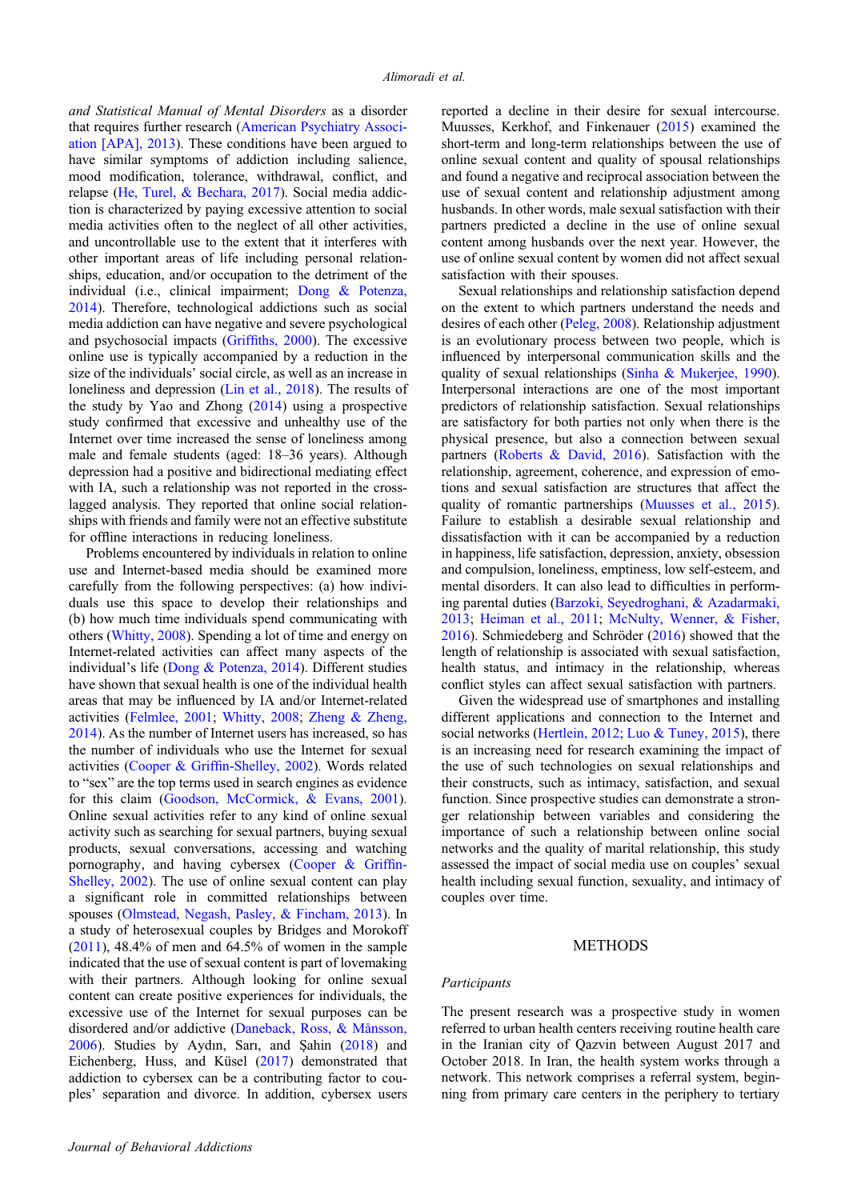*and Statistical Manual of Mental Disorders* as a disorder that requires further research (American Psychiatry Association [APA], 2013). These conditions have been argued to have similar symptoms of addiction including salience, mood modification, tolerance, withdrawal, conflict, and relapse (He, Turel, & Bechara, 2017). Social media addiction is characterized by paying excessive attention to social media activities often to the neglect of all other activities, and uncontrollable use to the extent that it interferes with other important areas of life including personal relationships, education, and/or occupation to the detriment of the individual (i.e., clinical impairment; Dong & Potenza, 2014). Therefore, technological addictions such as social media addiction can have negative and severe psychological and psychosocial impacts (Griffiths, 2000). The excessive online use is typically accompanied by a reduction in the size of the individuals' social circle, as well as an increase in loneliness and depression (Lin et al., 2018). The results of the study by Yao and Zhong (2014) using a prospective study confirmed that excessive and unhealthy use of the Internet over time increased the sense of loneliness among male and female students (aged: 18–36 years). Although depression had a positive and bidirectional mediating effect with IA, such a relationship was not reported in the cross-lagged analysis. They reported that online social relationships with friends and family were not an effective substitute for offline interactions in reducing loneliness.

Problems encountered by individuals in relation to online use and Internet-based media should be examined more carefully from the following perspectives: (a) how individuals use this space to develop their relationships and (b) how much time individuals spend communicating with others (Whitty, 2008). Spending a lot of time and energy on Internet-related activities can affect many aspects of the individual's life (Dong & Potenza, 2014). Different studies have shown that sexual health is one of the individual health areas that may be influenced by IA and/or Internet-related activities (Felmlee, 2001; Whitty, 2008; Zheng & Zheng, 2014). As the number of Internet users has increased, so has the number of individuals who use the Internet for sexual activities (Cooper & Griffin-Shelley, 2002). Words related to "sex" are the top terms used in search engines as evidence for this claim (Goodson, McCormick, & Evans, 2001). Online sexual activities refer to any kind of online sexual activity such as searching for sexual partners, buying sexual products, sexual conversations, accessing and watching pornography, and having cybersex (Cooper & Griffin-Shelley, 2002). The use of online sexual content can play a significant role in committed relationships between spouses (Olmstead, Negash, Pasley, & Fincham, 2013). In a study of heterosexual couples by Bridges and Morokoff (2011), 48.4% of men and 64.5% of women in the sample indicated that the use of sexual content is part of lovemaking with their partners. Although looking for online sexual content can create positive experiences for individuals, the excessive use of the Internet for sexual purposes can be disordered and/or addictive (Daneback, Ross, & Månsson, 2006). Studies by Aydın, Sarı, and Şahin (2018) and Eichenberg, Huss, and Küsel (2017) demonstrated that addiction to cybersex can be a contributing factor to couples' separation and divorce. In addition, cybersex users reported a decline in their desire for sexual intercourse. Muusses, Kerkhof, and Finkenauer (2015) examined the short-term and long-term relationships between the use of online sexual content and quality of spousal relationships and found a negative and reciprocal association between the use of sexual content and relationship adjustment among husbands. In other words, male sexual satisfaction with their partners predicted a decline in the use of online sexual content among husbands over the next year. However, the use of online sexual content by women did not affect sexual satisfaction with their spouses.

Sexual relationships and relationship satisfaction depend on the extent to which partners understand the needs and desires of each other (Peleg, 2008). Relationship adjustment is an evolutionary process between two people, which is influenced by interpersonal communication skills and the quality of sexual relationships (Sinha & Mukerjee, 1990). Interpersonal interactions are one of the most important predictors of relationship satisfaction. Sexual relationships are satisfactory for both parties not only when there is the physical presence, but also a connection between sexual partners (Roberts & David, 2016). Satisfaction with the relationship, agreement, coherence, and expression of emotions and sexual satisfaction are structures that affect the quality of romantic partnerships (Muusses et al., 2015). Failure to establish a desirable sexual relationship and dissatisfaction with it can be accompanied by a reduction in happiness, life satisfaction, depression, anxiety, obsession and compulsion, loneliness, emptiness, low self-esteem, and mental disorders. It can also lead to difficulties in performing parental duties (Barzoki, Seyedroghani, & Azadarmaki, 2013; Heiman et al., 2011; McNulty, Wenner, & Fisher, 2016). Schmiedeberg and Schröder (2016) showed that the length of relationship is associated with sexual satisfaction, health status, and intimacy in the relationship, whereas conflict styles can affect sexual satisfaction with partners.

Given the widespread use of smartphones and installing different applications and connection to the Internet and social networks (Hertlein, 2012; Luo & Tuney, 2015), there is an increasing need for research examining the impact of the use of such technologies on sexual relationships and their constructs, such as intimacy, satisfaction, and sexual function. Since prospective studies can demonstrate a stronger relationship between variables and considering the importance of such a relationship between online social networks and the quality of marital relationship, this study assessed the impact of social media use on couples' sexual health including sexual function, sexuality, and intimacy of couples over time.

## METHODS

### Participants

The present research was a prospective study in women referred to urban health centers receiving routine health care in the Iranian city of Qazvin between August 2017 and October 2018. In Iran, the health system works through a network. This network comprises a referral system, beginning from primary care centers in the periphery to tertiary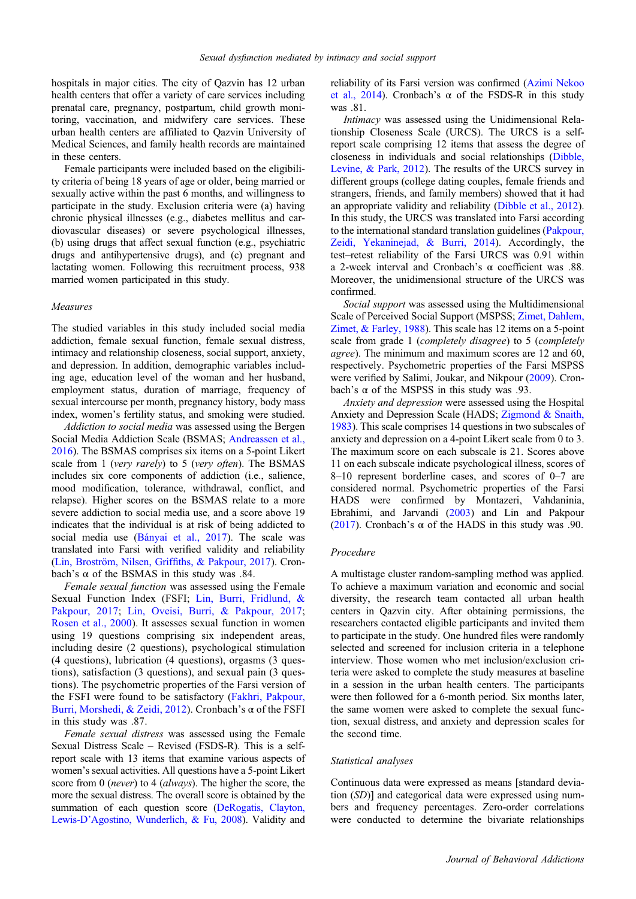hospitals in major cities. The city of Qazvin has 12 urban health centers that offer a variety of care services including prenatal care, pregnancy, postpartum, child growth monitoring, vaccination, and midwifery care services. These urban health centers are affiliated to Qazvin University of Medical Sciences, and family health records are maintained in these centers.

Female participants were included based on the eligibility criteria of being 18 years of age or older, being married or sexually active within the past 6 months, and willingness to participate in the study. Exclusion criteria were (a) having chronic physical illnesses (e.g., diabetes mellitus and cardiovascular diseases) or severe psychological illnesses, (b) using drugs that affect sexual function (e.g., psychiatric drugs and antihypertensive drugs), and (c) pregnant and lactating women. Following this recruitment process, 938 married women participated in this study.

### Measures

The studied variables in this study included social media addiction, female sexual function, female sexual distress, intimacy and relationship closeness, social support, anxiety, and depression. In addition, demographic variables including age, education level of the woman and her husband, employment status, duration of marriage, frequency of sexual intercourse per month, pregnancy history, body mass index, women's fertility status, and smoking were studied.

*Addiction to social media* was assessed using the Bergen Social Media Addiction Scale (BSMAS; Andreassen et al., 2016). The BSMAS comprises six items on a 5-point Likert scale from 1 (*very rarely*) to 5 (*very often*). The BSMAS includes six core components of addiction (i.e., salience, mood modification, tolerance, withdrawal, conflict, and relapse). Higher scores on the BSMAS relate to a more severe addiction to social media use, and a score above 19 indicates that the individual is at risk of being addicted to social media use (Bányai et al., 2017). The scale was translated into Farsi with verified validity and reliability (Lin, Broström, Nilsen, Griffiths, & Pakpour, 2017). Cronbach's α of the BSMAS in this study was .84.

*Female sexual function* was assessed using the Female Sexual Function Index (FSFI; Lin, Burri, Fridlund, & Pakpour, 2017; Lin, Oveisi, Burri, & Pakpour, 2017; Rosen et al., 2000). It assesses sexual function in women using 19 questions comprising six independent areas, including desire (2 questions), psychological stimulation (4 questions), lubrication (4 questions), orgasms (3 questions), satisfaction (3 questions), and sexual pain (3 questions). The psychometric properties of the Farsi version of the FSFI were found to be satisfactory (Fakhri, Pakpour, Burri, Morshedi, & Zeidi, 2012). Cronbach's α of the FSFI in this study was .87.

*Female sexual distress* was assessed using the Female Sexual Distress Scale – Revised (FSDS-R). This is a self-report scale with 13 items that examine various aspects of women's sexual activities. All questions have a 5-point Likert score from 0 (*never*) to 4 (*always*). The higher the score, the more the sexual distress. The overall score is obtained by the summation of each question score (DeRogatis, Clayton, Lewis-D'Agostino, Wunderlich, & Fu, 2008). Validity and reliability of its Farsi version was confirmed (Azimi Nekoo et al., 2014). Cronbach's α of the FSDS-R in this study was .81.

*Intimacy* was assessed using the Unidimensional Relationship Closeness Scale (URCS). The URCS is a self-report scale comprising 12 items that assess the degree of closeness in individuals and social relationships (Dibble, Levine, & Park, 2012). The results of the URCS survey in different groups (college dating couples, female friends and strangers, friends, and family members) showed that it had an appropriate validity and reliability (Dibble et al., 2012). In this study, the URCS was translated into Farsi according to the international standard translation guidelines (Pakpour, Zeidi, Yekaninejad, & Burri, 2014). Accordingly, the test–retest reliability of the Farsi URCS was 0.91 within a 2-week interval and Cronbach's α coefficient was .88. Moreover, the unidimensional structure of the URCS was confirmed.

*Social support* was assessed using the Multidimensional Scale of Perceived Social Support (MSPSS; Zimet, Dahlem, Zimet, & Farley, 1988). This scale has 12 items on a 5-point scale from grade 1 (*completely disagree*) to 5 (*completely agree*). The minimum and maximum scores are 12 and 60, respectively. Psychometric properties of the Farsi MSPSS were verified by Salimi, Joukar, and Nikpour (2009). Cronbach's α of the MSPSS in this study was .93.

*Anxiety and depression* were assessed using the Hospital Anxiety and Depression Scale (HADS; Zigmond & Snaith, 1983). This scale comprises 14 questions in two subscales of anxiety and depression on a 4-point Likert scale from 0 to 3. The maximum score on each subscale is 21. Scores above 11 on each subscale indicate psychological illness, scores of 8–10 represent borderline cases, and scores of 0–7 are considered normal. Psychometric properties of the Farsi HADS were confirmed by Montazeri, Vahdaninia, Ebrahimi, and Jarvandi (2003) and Lin and Pakpour (2017). Cronbach's α of the HADS in this study was .90.

### Procedure

A multistage cluster random-sampling method was applied. To achieve a maximum variation and economic and social diversity, the research team contacted all urban health centers in Qazvin city. After obtaining permissions, the researchers contacted eligible participants and invited them to participate in the study. One hundred files were randomly selected and screened for inclusion criteria in a telephone interview. Those women who met inclusion/exclusion criteria were asked to complete the study measures at baseline in a session in the urban health centers. The participants were then followed for a 6-month period. Six months later, the same women were asked to complete the sexual function, sexual distress, and anxiety and depression scales for the second time.

### Statistical analyses

Continuous data were expressed as means [standard deviation (*SD*)] and categorical data were expressed using numbers and frequency percentages. Zero-order correlations were conducted to determine the bivariate relationships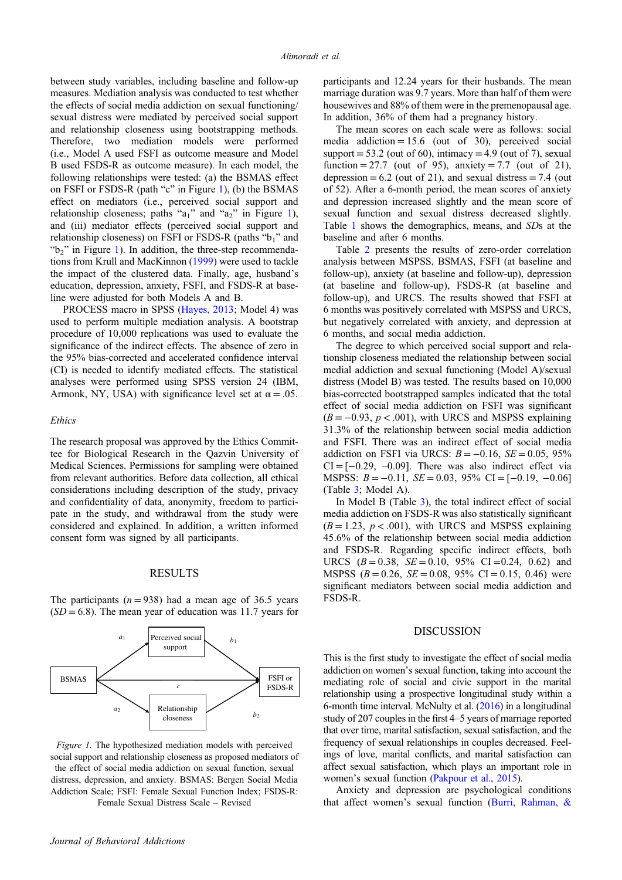between study variables, including baseline and follow-up measures. Mediation analysis was conducted to test whether the effects of social media addiction on sexual functioning/sexual distress were mediated by perceived social support and relationship closeness using bootstrapping methods. Therefore, two mediation models were performed (i.e., Model A used FSFI as outcome measure and Model B used FSDS-R as outcome measure). In each model, the following relationships were tested: (a) the BSMAS effect on FSFI or FSDS-R (path "c" in Figure 1), (b) the BSMAS effect on mediators (i.e., perceived social support and relationship closeness; paths "$a_1$" and "$a_2$" in Figure 1), and (iii) mediator effects (perceived social support and relationship closeness) on FSFI or FSDS-R (paths "$b_1$" and "$b_2$" in Figure 1). In addition, the three-step recommendations from Krull and MacKinnon (1999) were used to tackle the impact of the clustered data. Finally, age, husband's education, depression, anxiety, FSFI, and FSDS-R at baseline were adjusted for both Models A and B.

PROCESS macro in SPSS (Hayes, 2013; Model 4) was used to perform multiple mediation analysis. A bootstrap procedure of 10,000 replications was used to evaluate the significance of the indirect effects. The absence of zero in the 95% bias-corrected and accelerated confidence interval (CI) is needed to identify mediated effects. The statistical analyses were performed using SPSS version 24 (IBM, Armonk, NY, USA) with significance level set at $\alpha = .05$.

### *Ethics*

The research proposal was approved by the Ethics Committee for Biological Research in the Qazvin University of Medical Sciences. Permissions for sampling were obtained from relevant authorities. Before data collection, all ethical considerations including description of the study, privacy and confidentiality of data, anonymity, freedom to participate in the study, and withdrawal from the study were considered and explained. In addition, a written informed consent form was signed by all participants.

## RESULTS

The participants ($n = 938$) had a mean age of 36.5 years ($SD = 6.8$). The mean year of education was 11.7 years for participants and 12.24 years for their husbands. The mean marriage duration was 9.7 years. More than half of them were housewives and 88% of them were in the premenopausal age. In addition, 36% of them had a pregnancy history.

The mean scores on each scale were as follows: social media addiction = 15.6 (out of 30), perceived social support = 53.2 (out of 60), intimacy = 4.9 (out of 7), sexual function = 27.7 (out of 95), anxiety = 7.7 (out of 21), depression = 6.2 (out of 21), and sexual distress = 7.4 (out of 52). After a 6-month period, the mean scores of anxiety and depression increased slightly and the mean score of sexual function and sexual distress decreased slightly. Table 1 shows the demographics, means, and *SD*s at the baseline and after 6 months.

Table 2 presents the results of zero-order correlation analysis between MSPSS, BSMAS, FSFI (at baseline and follow-up), anxiety (at baseline and follow-up), depression (at baseline and follow-up), FSDS-R (at baseline and follow-up), and URCS. The results showed that FSFI at 6 months was positively correlated with MSPSS and URCS, but negatively correlated with anxiety, and depression at 6 months, and social media addiction.

The degree to which perceived social support and relationship closeness mediated the relationship between social medial addiction and sexual functioning (Model A)/sexual distress (Model B) was tested. The results based on 10,000 bias-corrected bootstrapped samples indicated that the total effect of social media addiction on FSFI was significant ($B = -0.93$, $p < .001$), with URCS and MSPSS explaining 31.3% of the relationship between social media addiction and FSFI. There was an indirect effect of social media addiction on FSFI via URCS: $B = -0.16$, $SE = 0.05$, 95% CI = [−0.29, −0.09]. There was also indirect effect via MSPSS: $B = -0.11$, $SE = 0.03$, 95% CI = [−0.19, −0.06] (Table 3; Model A).

In Model B (Table 3), the total indirect effect of social media addiction on FSDS-R was also statistically significant ($B = 1.23$, $p < .001$), with URCS and MSPSS explaining 45.6% of the relationship between social media addiction and FSDS-R. Regarding specific indirect effects, both URCS ($B = 0.38$, $SE = 0.10$, 95% CI = 0.24, 0.62) and MSPSS ($B = 0.26$, $SE = 0.08$, 95% CI = 0.15, 0.46) were significant mediators between social media addiction and FSDS-R.

*Figure 1.* The hypothesized mediation models with perceived social support and relationship closeness as proposed mediators of the effect of social media addiction on sexual function, sexual distress, depression, and anxiety. BSMAS: Bergen Social Media Addiction Scale; FSFI: Female Sexual Function Index; FSDS-R: Female Sexual Distress Scale – Revised

## DISCUSSION

This is the first study to investigate the effect of social media addiction on women's sexual function, taking into account the mediating role of social and civic support in the marital relationship using a prospective longitudinal study within a 6-month time interval. McNulty et al. (2016) in a longitudinal study of 207 couples in the first 4–5 years of marriage reported that over time, marital satisfaction, sexual satisfaction, and the frequency of sexual relationships in couples decreased. Feelings of love, marital conflicts, and marital satisfaction can affect sexual satisfaction, which plays an important role in women's sexual function (Pakpour et al., 2015).

Anxiety and depression are psychological conditions that affect women's sexual function (Burri, Rahman, &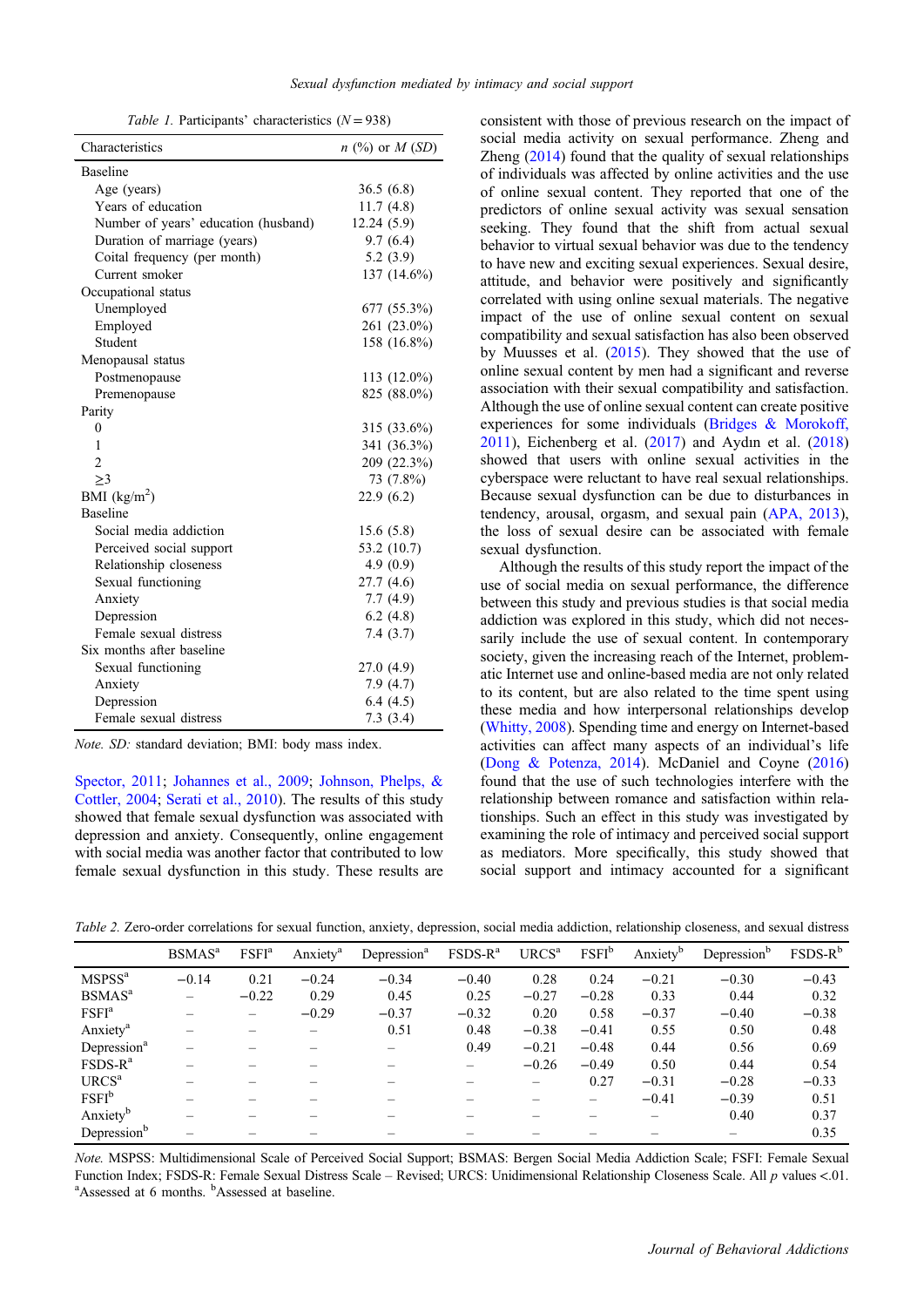Table 1. Participants' characteristics ($N = 938$)

| Characteristics | n (%) or M (SD) |
|---|---|
| Baseline | |
| Age (years) | 36.5 (6.8) |
| Years of education | 11.7 (4.8) |
| Number of years' education (husband) | 12.24 (5.9) |
| Duration of marriage (years) | 9.7 (6.4) |
| Coital frequency (per month) | 5.2 (3.9) |
| Current smoker | 137 (14.6%) |
| Occupational status | |
| Unemployed | 677 (55.3%) |
| Employed | 261 (23.0%) |
| Student | 158 (16.8%) |
| Menopausal status | |
| Postmenopause | 113 (12.0%) |
| Premenopause | 825 (88.0%) |
| Parity | |
| 0 | 315 (33.6%) |
| 1 | 341 (36.3%) |
| 2 | 209 (22.3%) |
| ≥3 | 73 (7.8%) |
| BMI (kg/m$^2$) | 22.9 (6.2) |
| Baseline | |
| Social media addiction | 15.6 (5.8) |
| Perceived social support | 53.2 (10.7) |
| Relationship closeness | 4.9 (0.9) |
| Sexual functioning | 27.7 (4.6) |
| Anxiety | 7.7 (4.9) |
| Depression | 6.2 (4.8) |
| Female sexual distress | 7.4 (3.7) |
| Six months after baseline | |
| Sexual functioning | 27.0 (4.9) |
| Anxiety | 7.9 (4.7) |
| Depression | 6.4 (4.5) |
| Female sexual distress | 7.3 (3.4) |

*Note.* SD: standard deviation; BMI: body mass index.

Spector, 2011; Johannes et al., 2009; Johnson, Phelps, & Cottler, 2004; Serati et al., 2010). The results of this study showed that female sexual dysfunction was associated with depression and anxiety. Consequently, online engagement with social media was another factor that contributed to low female sexual dysfunction in this study. These results are consistent with those of previous research on the impact of social media activity on sexual performance. Zheng and Zheng (2014) found that the quality of sexual relationships of individuals was affected by online activities and the use of online sexual content. They reported that one of the predictors of online sexual activity was sexual sensation seeking. They found that the shift from actual sexual behavior to virtual sexual behavior was due to the tendency to have new and exciting sexual experiences. Sexual desire, attitude, and behavior were positively and significantly correlated with using online sexual materials. The negative impact of the use of online sexual content on sexual compatibility and sexual satisfaction has also been observed by Muusses et al. (2015). They showed that the use of online sexual content by men had a significant and reverse association with their sexual compatibility and satisfaction. Although the use of online sexual content can create positive experiences for some individuals (Bridges & Morokoff, 2011), Eichenberg et al. (2017) and Aydın et al. (2018) showed that users with online sexual activities in the cyberspace were reluctant to have real sexual relationships. Because sexual dysfunction can be due to disturbances in tendency, arousal, orgasm, and sexual pain (APA, 2013), the loss of sexual desire can be associated with female sexual dysfunction.

Although the results of this study report the impact of the use of social media on sexual performance, the difference between this study and previous studies is that social media addiction was explored in this study, which did not necessarily include the use of sexual content. In contemporary society, given the increasing reach of the Internet, problematic Internet use and online-based media are not only related to its content, but are also related to the time spent using these media and how interpersonal relationships develop (Whitty, 2008). Spending time and energy on Internet-based activities can affect many aspects of an individual's life (Dong & Potenza, 2014). McDaniel and Coyne (2016) found that the use of such technologies interfere with the relationship between romance and satisfaction within relationships. Such an effect in this study was investigated by examining the role of intimacy and perceived social support as mediators. More specifically, this study showed that social support and intimacy accounted for a significant

Table 2. Zero-order correlations for sexual function, anxiety, depression, social media addiction, relationship closeness, and sexual distress

| | BSMAS[a] | FSFI[a] | Anxiety[a] | Depression[a] | FSDS-R[a] | URCS[a] | FSFI[b] | Anxiety[b] | Depression[b] | FSDS-R[b] |
|---|---|---|---|---|---|---|---|---|---|---|
| MSPSS[a] | −0.14 | 0.21 | −0.24 | −0.34 | −0.40 | 0.28 | 0.24 | −0.21 | −0.30 | −0.43 |
| BSMAS[a] | – | −0.22 | 0.29 | 0.45 | 0.25 | −0.27 | −0.28 | 0.33 | 0.44 | 0.32 |
| FSFI[a] | – | – | −0.29 | −0.37 | −0.32 | 0.20 | 0.58 | −0.37 | −0.40 | −0.38 |
| Anxiety[a] | – | – | – | 0.51 | 0.48 | −0.38 | −0.41 | 0.55 | 0.50 | 0.48 |
| Depression[a] | – | – | – | – | 0.49 | −0.21 | −0.48 | 0.44 | 0.56 | 0.69 |
| FSDS-R[a] | – | – | – | – | – | −0.26 | −0.49 | 0.50 | 0.44 | 0.54 |
| URCS[a] | – | – | – | – | – | – | 0.27 | −0.31 | −0.28 | −0.33 |
| FSFI[b] | – | – | – | – | – | – | – | −0.41 | −0.39 | 0.51 |
| Anxiety[b] | – | – | – | – | – | – | – | – | 0.40 | 0.37 |
| Depression[b] | – | – | – | – | – | – | – | – | – | 0.35 |

*Note.* MSPSS: Multidimensional Scale of Perceived Social Support; BSMAS: Bergen Social Media Addiction Scale; FSFI: Female Sexual Function Index; FSDS-R: Female Sexual Distress Scale – Revised; URCS: Unidimensional Relationship Closeness Scale. All $p$ values <.01.
[a]Assessed at 6 months. [b]Assessed at baseline.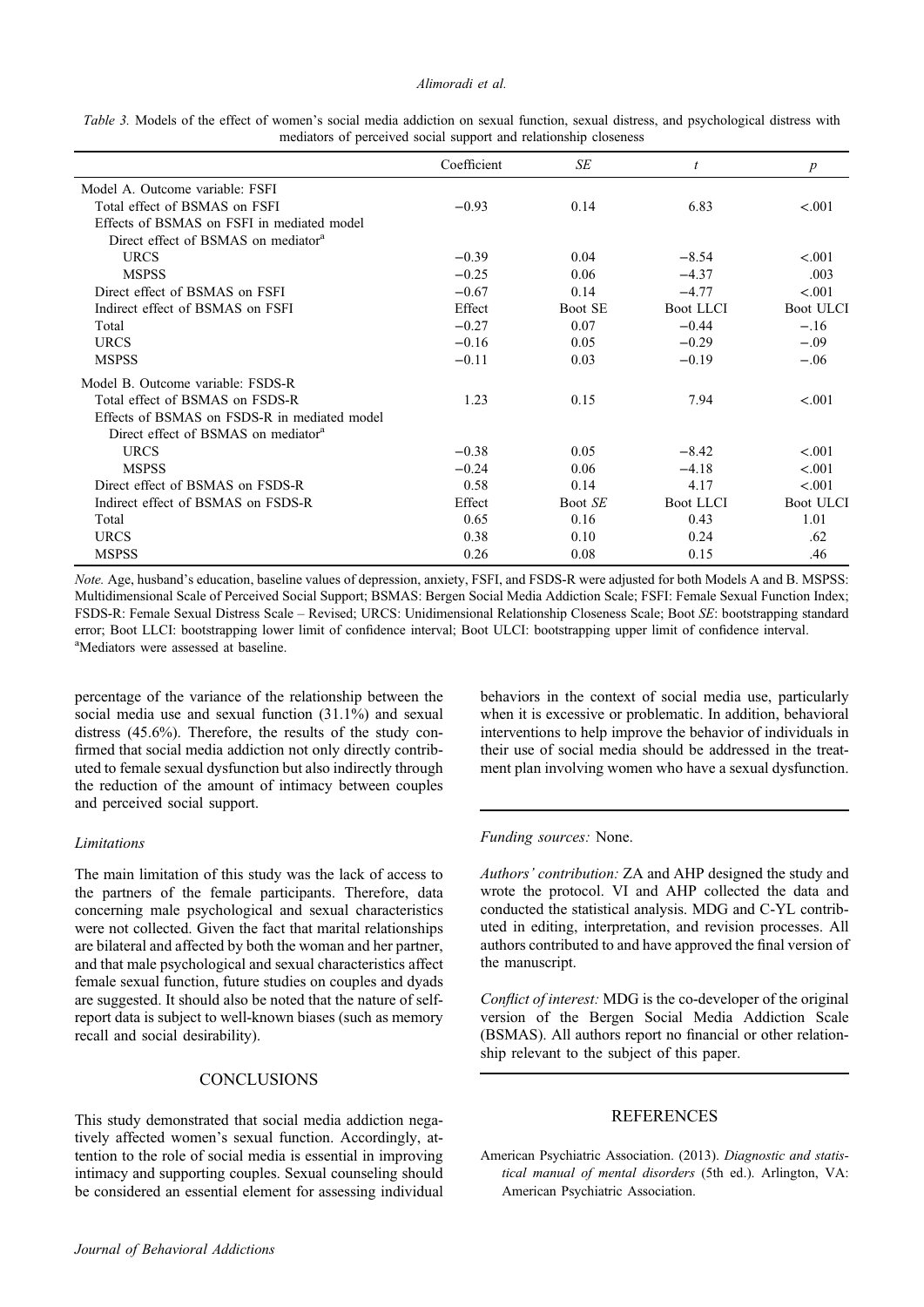*Table 3.* Models of the effect of women's social media addiction on sexual function, sexual distress, and psychological distress with mediators of perceived social support and relationship closeness

| | Coefficient | *SE* | *t* | *p* |
|---|---|---|---|---|
| Model A. Outcome variable: FSFI | | | | |
| Total effect of BSMAS on FSFI | −0.93 | 0.14 | 6.83 | <.001 |
| Effects of BSMAS on FSFI in mediated model | | | | |
| Direct effect of BSMAS on mediator[a] | | | | |
| URCS | −0.39 | 0.04 | −8.54 | <.001 |
| MSPSS | −0.25 | 0.06 | −4.37 | .003 |
| Direct effect of BSMAS on FSFI | −0.67 | 0.14 | −4.77 | <.001 |
| Indirect effect of BSMAS on FSFI | Effect | Boot SE | Boot LLCI | Boot ULCI |
| Total | −0.27 | 0.07 | −0.44 | −.16 |
| URCS | −0.16 | 0.05 | −0.29 | −.09 |
| MSPSS | −0.11 | 0.03 | −0.19 | −.06 |
| Model B. Outcome variable: FSDS-R | | | | |
| Total effect of BSMAS on FSDS-R | 1.23 | 0.15 | 7.94 | <.001 |
| Effects of BSMAS on FSDS-R in mediated model | | | | |
| Direct effect of BSMAS on mediator[a] | | | | |
| URCS | −0.38 | 0.05 | −8.42 | <.001 |
| MSPSS | −0.24 | 0.06 | −4.18 | <.001 |
| Direct effect of BSMAS on FSDS-R | 0.58 | 0.14 | 4.17 | <.001 |
| Indirect effect of BSMAS on FSDS-R | Effect | Boot *SE* | Boot LLCI | Boot ULCI |
| Total | 0.65 | 0.16 | 0.43 | 1.01 |
| URCS | 0.38 | 0.10 | 0.24 | .62 |
| MSPSS | 0.26 | 0.08 | 0.15 | .46 |

*Note.* Age, husband's education, baseline values of depression, anxiety, FSFI, and FSDS-R were adjusted for both Models A and B. MSPSS: Multidimensional Scale of Perceived Social Support; BSMAS: Bergen Social Media Addiction Scale; FSFI: Female Sexual Function Index; FSDS-R: Female Sexual Distress Scale – Revised; URCS: Unidimensional Relationship Closeness Scale; Boot *SE*: bootstrapping standard error; Boot LLCI: bootstrapping lower limit of confidence interval; Boot ULCI: bootstrapping upper limit of confidence interval.
[a]Mediators were assessed at baseline.

percentage of the variance of the relationship between the social media use and sexual function (31.1%) and sexual distress (45.6%). Therefore, the results of the study confirmed that social media addiction not only directly contributed to female sexual dysfunction but also indirectly through the reduction of the amount of intimacy between couples and perceived social support.

### Limitations

The main limitation of this study was the lack of access to the partners of the female participants. Therefore, data concerning male psychological and sexual characteristics were not collected. Given the fact that marital relationships are bilateral and affected by both the woman and her partner, and that male psychological and sexual characteristics affect female sexual function, future studies on couples and dyads are suggested. It should also be noted that the nature of self-report data is subject to well-known biases (such as memory recall and social desirability).

## CONCLUSIONS

This study demonstrated that social media addiction negatively affected women's sexual function. Accordingly, attention to the role of social media is essential in improving intimacy and supporting couples. Sexual counseling should be considered an essential element for assessing individual behaviors in the context of social media use, particularly when it is excessive or problematic. In addition, behavioral interventions to help improve the behavior of individuals in their use of social media should be addressed in the treatment plan involving women who have a sexual dysfunction.

*Funding sources:* None.

*Authors' contribution:* ZA and AHP designed the study and wrote the protocol. VI and AHP collected the data and conducted the statistical analysis. MDG and C-YL contributed in editing, interpretation, and revision processes. All authors contributed to and have approved the final version of the manuscript.

*Conflict of interest:* MDG is the co-developer of the original version of the Bergen Social Media Addiction Scale (BSMAS). All authors report no financial or other relationship relevant to the subject of this paper.

## REFERENCES

American Psychiatric Association. (2013). *Diagnostic and statistical manual of mental disorders* (5th ed.). Arlington, VA: American Psychiatric Association.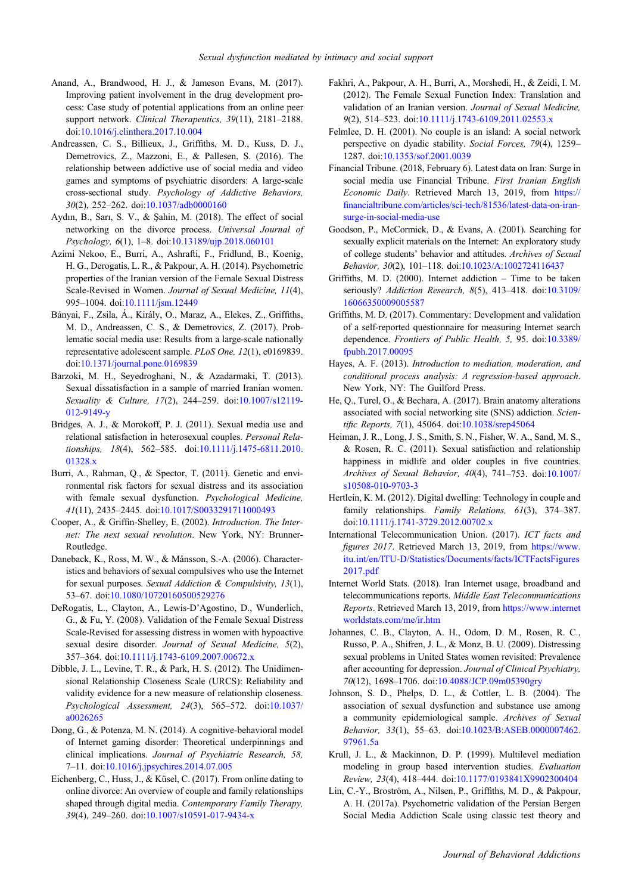Anand, A., Brandwood, H. J., & Jameson Evans, M. (2017). Improving patient involvement in the drug development process: Case study of potential applications from an online peer support network. *Clinical Therapeutics, 39*(11), 2181–2188. doi:10.1016/j.clinthera.2017.10.004

Andreassen, C. S., Billieux, J., Griffiths, M. D., Kuss, D. J., Demetrovics, Z., Mazzoni, E., & Pallesen, S. (2016). The relationship between addictive use of social media and video games and symptoms of psychiatric disorders: A large-scale cross-sectional study. *Psychology of Addictive Behaviors, 30*(2), 252–262. doi:10.1037/adb0000160

Aydın, B., Sarı, S. V., & Şahin, M. (2018). The effect of social networking on the divorce process. *Universal Journal of Psychology, 6*(1), 1–8. doi:10.13189/ujp.2018.060101

Azimi Nekoo, E., Burri, A., Ashrafti, F., Fridlund, B., Koenig, H. G., Derogatis, L. R., & Pakpour, A. H. (2014). Psychometric properties of the Iranian version of the Female Sexual Distress Scale-Revised in Women. *Journal of Sexual Medicine, 11*(4), 995–1004. doi:10.1111/jsm.12449

Bányai, F., Zsila, Á., Király, O., Maraz, A., Elekes, Z., Griffiths, M. D., Andreassen, C. S., & Demetrovics, Z. (2017). Problematic social media use: Results from a large-scale nationally representative adolescent sample. *PLoS One, 12*(1), e0169839. doi:10.1371/journal.pone.0169839

Barzoki, M. H., Seyedroghani, N., & Azadarmaki, T. (2013). Sexual dissatisfaction in a sample of married Iranian women. *Sexuality & Culture, 17*(2), 244–259. doi:10.1007/s12119-012-9149-y

Bridges, A. J., & Morokoff, P. J. (2011). Sexual media use and relational satisfaction in heterosexual couples. *Personal Relationships, 18*(4), 562–585. doi:10.1111/j.1475-6811.2010.01328.x

Burri, A., Rahman, Q., & Spector, T. (2011). Genetic and environmental risk factors for sexual distress and its association with female sexual dysfunction. *Psychological Medicine, 41*(11), 2435–2445. doi:10.1017/S0033291711000493

Cooper, A., & Griffin-Shelley, E. (2002). *Introduction. The Internet: The next sexual revolution*. New York, NY: Brunner-Routledge.

Daneback, K., Ross, M. W., & Månsson, S.-A. (2006). Characteristics and behaviors of sexual compulsives who use the Internet for sexual purposes. *Sexual Addiction & Compulsivity, 13*(1), 53–67. doi:10.1080/10720160500529276

DeRogatis, L., Clayton, A., Lewis-D'Agostino, D., Wunderlich, G., & Fu, Y. (2008). Validation of the Female Sexual Distress Scale-Revised for assessing distress in women with hypoactive sexual desire disorder. *Journal of Sexual Medicine, 5*(2), 357–364. doi:10.1111/j.1743-6109.2007.00672.x

Dibble, J. L., Levine, T. R., & Park, H. S. (2012). The Unidimensional Relationship Closeness Scale (URCS): Reliability and validity evidence for a new measure of relationship closeness. *Psychological Assessment, 24*(3), 565–572. doi:10.1037/a0026265

Dong, G., & Potenza, M. N. (2014). A cognitive-behavioral model of Internet gaming disorder: Theoretical underpinnings and clinical implications. *Journal of Psychiatric Research, 58,* 7–11. doi:10.1016/j.jpsychires.2014.07.005

Eichenberg, C., Huss, J., & Küsel, C. (2017). From online dating to online divorce: An overview of couple and family relationships shaped through digital media. *Contemporary Family Therapy, 39*(4), 249–260. doi:10.1007/s10591-017-9434-x

Fakhri, A., Pakpour, A. H., Burri, A., Morshedi, H., & Zeidi, I. M. (2012). The Female Sexual Function Index: Translation and validation of an Iranian version. *Journal of Sexual Medicine, 9*(2), 514–523. doi:10.1111/j.1743-6109.2011.02553.x

Felmlee, D. H. (2001). No couple is an island: A social network perspective on dyadic stability. *Social Forces, 79*(4), 1259–1287. doi:10.1353/sof.2001.0039

Financial Tribune. (2018, February 6). Latest data on Iran: Surge in social media use Financial Tribune. *First Iranian English Economic Daily*. Retrieved March 13, 2019, from https://financialtribune.com/articles/sci-tech/81536/latest-data-on-iran-surge-in-social-media-use

Goodson, P., McCormick, D., & Evans, A. (2001). Searching for sexually explicit materials on the Internet: An exploratory study of college students' behavior and attitudes. *Archives of Sexual Behavior, 30*(2), 101–118. doi:10.1023/A:1002724116437

Griffiths, M. D. (2000). Internet addiction – Time to be taken seriously? *Addiction Research, 8*(5), 413–418. doi:10.3109/16066350009005587

Griffiths, M. D. (2017). Commentary: Development and validation of a self-reported questionnaire for measuring Internet search dependence. *Frontiers of Public Health, 5,* 95. doi:10.3389/fpubh.2017.00095

Hayes, A. F. (2013). *Introduction to mediation, moderation, and conditional process analysis: A regression-based approach*. New York, NY: The Guilford Press.

He, Q., Turel, O., & Bechara, A. (2017). Brain anatomy alterations associated with social networking site (SNS) addiction. *Scientific Reports, 7*(1), 45064. doi:10.1038/srep45064

Heiman, J. R., Long, J. S., Smith, S. N., Fisher, W. A., Sand, M. S., & Rosen, R. C. (2011). Sexual satisfaction and relationship happiness in midlife and older couples in five countries. *Archives of Sexual Behavior, 40*(4), 741–753. doi:10.1007/s10508-010-9703-3

Hertlein, K. M. (2012). Digital dwelling: Technology in couple and family relationships. *Family Relations, 61*(3), 374–387. doi:10.1111/j.1741-3729.2012.00702.x

International Telecommunication Union. (2017). *ICT facts and figures 2017*. Retrieved March 13, 2019, from https://www.itu.int/en/ITU-D/Statistics/Documents/facts/ICTFactsFigures2017.pdf

Internet World Stats. (2018). Iran Internet usage, broadband and telecommunications reports. *Middle East Telecommunications Reports*. Retrieved March 13, 2019, from https://www.internetworldstats.com/me/ir.htm

Johannes, C. B., Clayton, A. H., Odom, D. M., Rosen, R. C., Russo, P. A., Shifren, J. L., & Monz, B. U. (2009). Distressing sexual problems in United States women revisited: Prevalence after accounting for depression. *Journal of Clinical Psychiatry, 70*(12), 1698–1706. doi:10.4088/JCP.09m05390gry

Johnson, S. D., Phelps, D. L., & Cottler, L. B. (2004). The association of sexual dysfunction and substance use among a community epidemiological sample. *Archives of Sexual Behavior, 33*(1), 55–63. doi:10.1023/B:ASEB.0000007462.97961.5a

Krull, J. L., & Mackinnon, D. P. (1999). Multilevel mediation modeling in group based intervention studies. *Evaluation Review, 23*(4), 418–444. doi:10.1177/0193841X9902300404

Lin, C.-Y., Broström, A., Nilsen, P., Griffiths, M. D., & Pakpour, A. H. (2017a). Psychometric validation of the Persian Bergen Social Media Addiction Scale using classic test theory and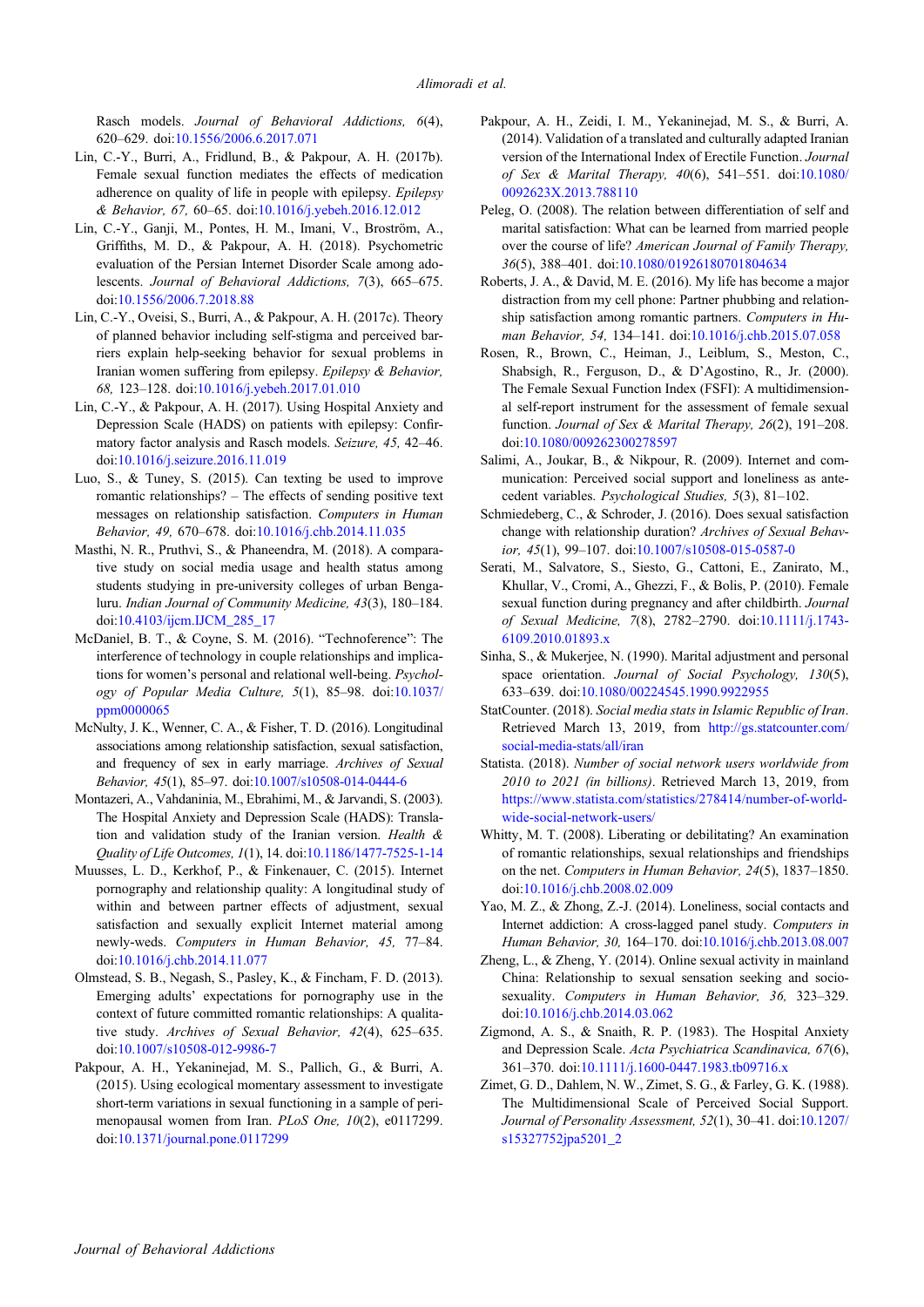Rasch models. *Journal of Behavioral Addictions, 6*(4), 620–629. doi:10.1556/2006.6.2017.071

Lin, C.-Y., Burri, A., Fridlund, B., & Pakpour, A. H. (2017b). Female sexual function mediates the effects of medication adherence on quality of life in people with epilepsy. *Epilepsy & Behavior, 67,* 60–65. doi:10.1016/j.yebeh.2016.12.012

Lin, C.-Y., Ganji, M., Pontes, H. M., Imani, V., Broström, A., Griffiths, M. D., & Pakpour, A. H. (2018). Psychometric evaluation of the Persian Internet Disorder Scale among adolescents. *Journal of Behavioral Addictions, 7*(3), 665–675. doi:10.1556/2006.7.2018.88

Lin, C.-Y., Oveisi, S., Burri, A., & Pakpour, A. H. (2017c). Theory of planned behavior including self-stigma and perceived barriers explain help-seeking behavior for sexual problems in Iranian women suffering from epilepsy. *Epilepsy & Behavior, 68,* 123–128. doi:10.1016/j.yebeh.2017.01.010

Lin, C.-Y., & Pakpour, A. H. (2017). Using Hospital Anxiety and Depression Scale (HADS) on patients with epilepsy: Confirmatory factor analysis and Rasch models. *Seizure, 45,* 42–46. doi:10.1016/j.seizure.2016.11.019

Luo, S., & Tuney, S. (2015). Can texting be used to improve romantic relationships? – The effects of sending positive text messages on relationship satisfaction. *Computers in Human Behavior, 49,* 670–678. doi:10.1016/j.chb.2014.11.035

Masthi, N. R., Pruthvi, S., & Phaneendra, M. (2018). A comparative study on social media usage and health status among students studying in pre-university colleges of urban Bengaluru. *Indian Journal of Community Medicine, 43*(3), 180–184. doi:10.4103/ijcm.IJCM_285_17

McDaniel, B. T., & Coyne, S. M. (2016). "Technoference": The interference of technology in couple relationships and implications for women's personal and relational well-being. *Psychology of Popular Media Culture, 5*(1), 85–98. doi:10.1037/ppm0000065

McNulty, J. K., Wenner, C. A., & Fisher, T. D. (2016). Longitudinal associations among relationship satisfaction, sexual satisfaction, and frequency of sex in early marriage. *Archives of Sexual Behavior, 45*(1), 85–97. doi:10.1007/s10508-014-0444-6

Montazeri, A., Vahdaninia, M., Ebrahimi, M., & Jarvandi, S. (2003). The Hospital Anxiety and Depression Scale (HADS): Translation and validation study of the Iranian version. *Health & Quality of Life Outcomes, 1*(1), 14. doi:10.1186/1477-7525-1-14

Muusses, L. D., Kerkhof, P., & Finkenauer, C. (2015). Internet pornography and relationship quality: A longitudinal study of within and between partner effects of adjustment, sexual satisfaction and sexually explicit Internet material among newly-weds. *Computers in Human Behavior, 45,* 77–84. doi:10.1016/j.chb.2014.11.077

Olmstead, S. B., Negash, S., Pasley, K., & Fincham, F. D. (2013). Emerging adults' expectations for pornography use in the context of future committed romantic relationships: A qualitative study. *Archives of Sexual Behavior, 42*(4), 625–635. doi:10.1007/s10508-012-9986-7

Pakpour, A. H., Yekaninejad, M. S., Pallich, G., & Burri, A. (2015). Using ecological momentary assessment to investigate short-term variations in sexual functioning in a sample of peri-menopausal women from Iran. *PLoS One, 10*(2), e0117299. doi:10.1371/journal.pone.0117299

Pakpour, A. H., Zeidi, I. M., Yekaninejad, M. S., & Burri, A. (2014). Validation of a translated and culturally adapted Iranian version of the International Index of Erectile Function. *Journal of Sex & Marital Therapy, 40*(6), 541–551. doi:10.1080/0092623X.2013.788110

Peleg, O. (2008). The relation between differentiation of self and marital satisfaction: What can be learned from married people over the course of life? *American Journal of Family Therapy, 36*(5), 388–401. doi:10.1080/01926180701804634

Roberts, J. A., & David, M. E. (2016). My life has become a major distraction from my cell phone: Partner phubbing and relationship satisfaction among romantic partners. *Computers in Human Behavior, 54,* 134–141. doi:10.1016/j.chb.2015.07.058

Rosen, R., Brown, C., Heiman, J., Leiblum, S., Meston, C., Shabsigh, R., Ferguson, D., & D'Agostino, R., Jr. (2000). The Female Sexual Function Index (FSFI): A multidimensional self-report instrument for the assessment of female sexual function. *Journal of Sex & Marital Therapy, 26*(2), 191–208. doi:10.1080/009262300278597

Salimi, A., Joukar, B., & Nikpour, R. (2009). Internet and communication: Perceived social support and loneliness as antecedent variables. *Psychological Studies, 5*(3), 81–102.

Schmiedeberg, C., & Schroder, J. (2016). Does sexual satisfaction change with relationship duration? *Archives of Sexual Behavior, 45*(1), 99–107. doi:10.1007/s10508-015-0587-0

Serati, M., Salvatore, S., Siesto, G., Cattoni, E., Zanirato, M., Khullar, V., Cromi, A., Ghezzi, F., & Bolis, P. (2010). Female sexual function during pregnancy and after childbirth. *Journal of Sexual Medicine, 7*(8), 2782–2790. doi:10.1111/j.1743-6109.2010.01893.x

Sinha, S., & Mukerjee, N. (1990). Marital adjustment and personal space orientation. *Journal of Social Psychology, 130*(5), 633–639. doi:10.1080/00224545.1990.9922955

StatCounter. (2018). *Social media stats in Islamic Republic of Iran*. Retrieved March 13, 2019, from http://gs.statcounter.com/social-media-stats/all/iran

Statista. (2018). *Number of social network users worldwide from 2010 to 2021 (in billions)*. Retrieved March 13, 2019, from https://www.statista.com/statistics/278414/number-of-worldwide-social-network-users/

Whitty, M. T. (2008). Liberating or debilitating? An examination of romantic relationships, sexual relationships and friendships on the net. *Computers in Human Behavior, 24*(5), 1837–1850. doi:10.1016/j.chb.2008.02.009

Yao, M. Z., & Zhong, Z.-J. (2014). Loneliness, social contacts and Internet addiction: A cross-lagged panel study. *Computers in Human Behavior, 30,* 164–170. doi:10.1016/j.chb.2013.08.007

Zheng, L., & Zheng, Y. (2014). Online sexual activity in mainland China: Relationship to sexual sensation seeking and sociosexuality. *Computers in Human Behavior, 36,* 323–329. doi:10.1016/j.chb.2014.03.062

Zigmond, A. S., & Snaith, R. P. (1983). The Hospital Anxiety and Depression Scale. *Acta Psychiatrica Scandinavica, 67*(6), 361–370. doi:10.1111/j.1600-0447.1983.tb09716.x

Zimet, G. D., Dahlem, N. W., Zimet, S. G., & Farley, G. K. (1988). The Multidimensional Scale of Perceived Social Support. *Journal of Personality Assessment, 52*(1), 30–41. doi:10.1207/s15327752jpa5201_2